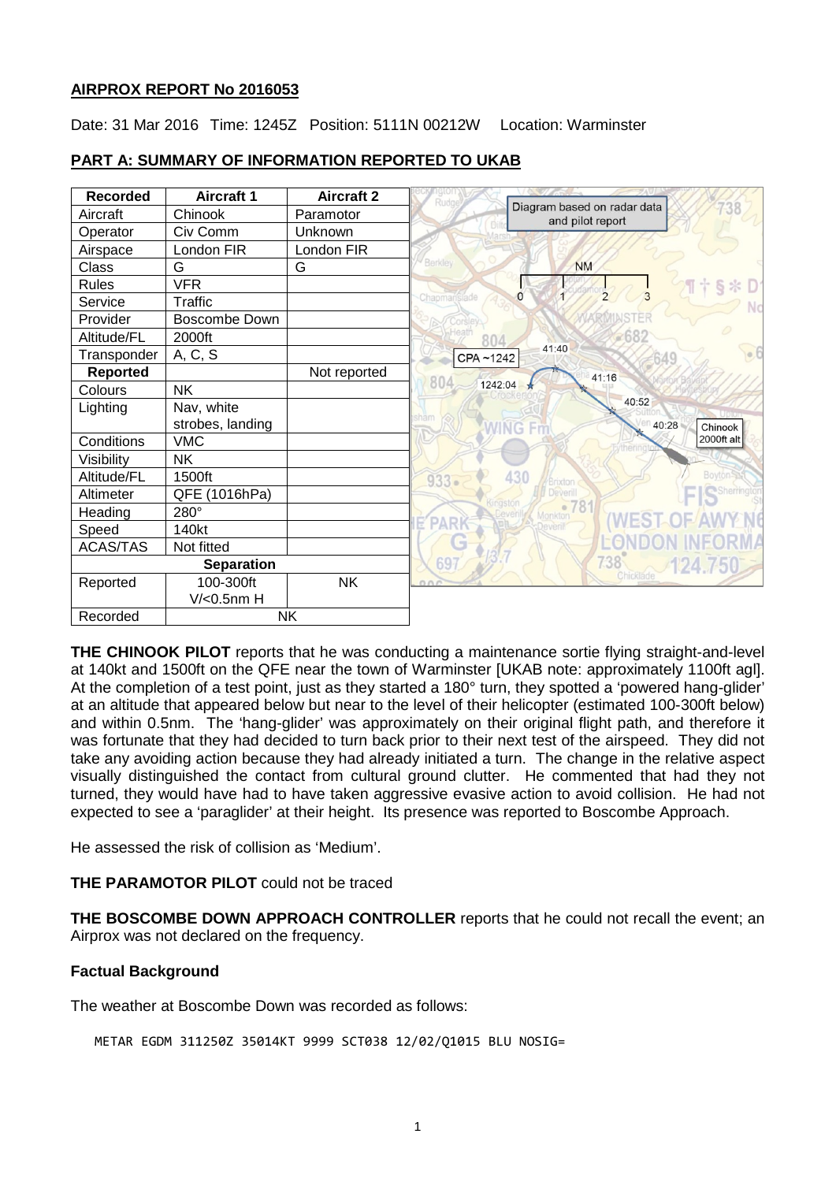## AIRPROX REPORT No 2016053

Date: 31 Mar 2016 Time: 1245Z Position: 5111N 00212W Location: Warminster

## PART A: SUMMARY OF INFORMATION REPORTED TO UKAB

| Recorded | Aircraft 1 | Aircraft 2 |
|---|---|---|
| Aircraft | Chinook | Paramotor |
| Operator | Civ Comm | Unknown |
| Airspace | London FIR | London FIR |
| Class | G | G |
| Rules | VFR | |
| Service | Traffic | |
| Provider | Boscombe Down | |
| Altitude/FL | 2000ft | |
| Transponder | A, C, S | |
| **Reported** | | Not reported |
| Colours | NK | |
| Lighting | Nav, white strobes, landing | |
| Conditions | VMC | |
| Visibility | NK | |
| Altitude/FL | 1500ft | |
| Altimeter | QFE (1016hPa) | |
| Heading | 280° | |
| Speed | 140kt | |
| ACAS/TAS | Not fitted | |
| **Separation** | | |
| Reported | 100-300ft V/<0.5nm H | NK |
| Recorded | NK | |

Diagram based on radar data and pilot report

**THE CHINOOK PILOT** reports that he was conducting a maintenance sortie flying straight-and-level at 140kt and 1500ft on the QFE near the town of Warminster [UKAB note: approximately 1100ft agl]. At the completion of a test point, just as they started a 180° turn, they spotted a 'powered hang-glider' at an altitude that appeared below but near to the level of their helicopter (estimated 100-300ft below) and within 0.5nm. The 'hang-glider' was approximately on their original flight path, and therefore it was fortunate that they had decided to turn back prior to their next test of the airspeed. They did not take any avoiding action because they had already initiated a turn. The change in the relative aspect visually distinguished the contact from cultural ground clutter. He commented that had they not turned, they would have had to have taken aggressive evasive action to avoid collision. He had not expected to see a 'paraglider' at their height. Its presence was reported to Boscombe Approach.

He assessed the risk of collision as 'Medium'.

**THE PARAMOTOR PILOT** could not be traced

**THE BOSCOMBE DOWN APPROACH CONTROLLER** reports that he could not recall the event; an Airprox was not declared on the frequency.

### Factual Background

The weather at Boscombe Down was recorded as follows:

```
METAR EGDM 311250Z 35014KT 9999 SCT038 12/02/Q1015 BLU NOSIG=
```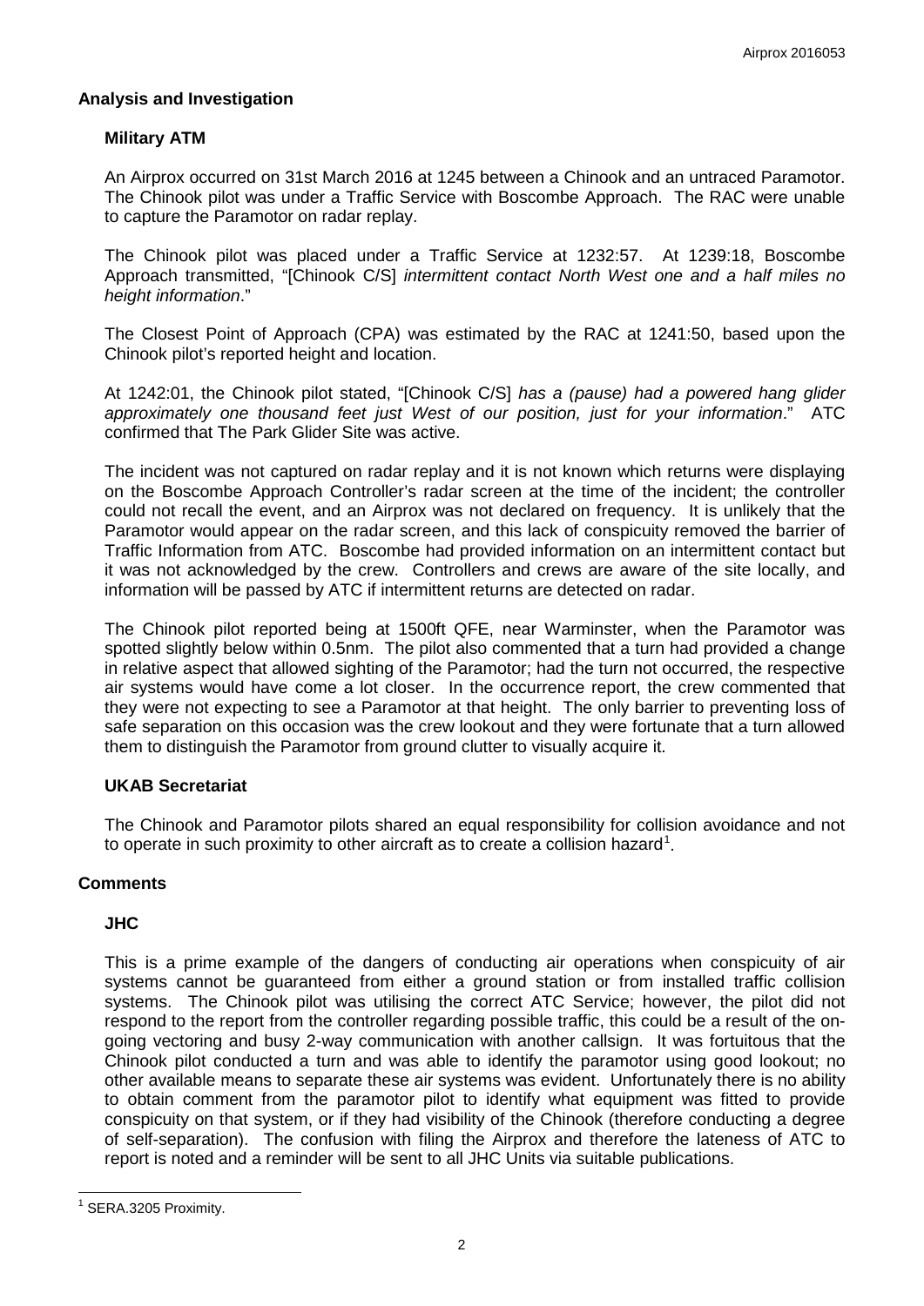## Analysis and Investigation

### Military ATM

An Airprox occurred on 31st March 2016 at 1245 between a Chinook and an untraced Paramotor. The Chinook pilot was under a Traffic Service with Boscombe Approach. The RAC were unable to capture the Paramotor on radar replay.

The Chinook pilot was placed under a Traffic Service at 1232:57. At 1239:18, Boscombe Approach transmitted, "[Chinook C/S] *intermittent contact North West one and a half miles no height information*."

The Closest Point of Approach (CPA) was estimated by the RAC at 1241:50, based upon the Chinook pilot's reported height and location.

At 1242:01, the Chinook pilot stated, "[Chinook C/S] *has a (pause) had a powered hang glider approximately one thousand feet just West of our position, just for your information*." ATC confirmed that The Park Glider Site was active.

The incident was not captured on radar replay and it is not known which returns were displaying on the Boscombe Approach Controller's radar screen at the time of the incident; the controller could not recall the event, and an Airprox was not declared on frequency. It is unlikely that the Paramotor would appear on the radar screen, and this lack of conspicuity removed the barrier of Traffic Information from ATC. Boscombe had provided information on an intermittent contact but it was not acknowledged by the crew. Controllers and crews are aware of the site locally, and information will be passed by ATC if intermittent returns are detected on radar.

The Chinook pilot reported being at 1500ft QFE, near Warminster, when the Paramotor was spotted slightly below within 0.5nm. The pilot also commented that a turn had provided a change in relative aspect that allowed sighting of the Paramotor; had the turn not occurred, the respective air systems would have come a lot closer. In the occurrence report, the crew commented that they were not expecting to see a Paramotor at that height. The only barrier to preventing loss of safe separation on this occasion was the crew lookout and they were fortunate that a turn allowed them to distinguish the Paramotor from ground clutter to visually acquire it.

### UKAB Secretariat

The Chinook and Paramotor pilots shared an equal responsibility for collision avoidance and not to operate in such proximity to other aircraft as to create a collision hazard[1].

## Comments

### JHC

This is a prime example of the dangers of conducting air operations when conspicuity of air systems cannot be guaranteed from either a ground station or from installed traffic collision systems. The Chinook pilot was utilising the correct ATC Service; however, the pilot did not respond to the report from the controller regarding possible traffic, this could be a result of the on-going vectoring and busy 2-way communication with another callsign. It was fortuitous that the Chinook pilot conducted a turn and was able to identify the paramotor using good lookout; no other available means to separate these air systems was evident. Unfortunately there is no ability to obtain comment from the paramotor pilot to identify what equipment was fitted to provide conspicuity on that system, or if they had visibility of the Chinook (therefore conducting a degree of self-separation). The confusion with filing the Airprox and therefore the lateness of ATC to report is noted and a reminder will be sent to all JHC Units via suitable publications.

---

[1] SERA.3205 Proximity.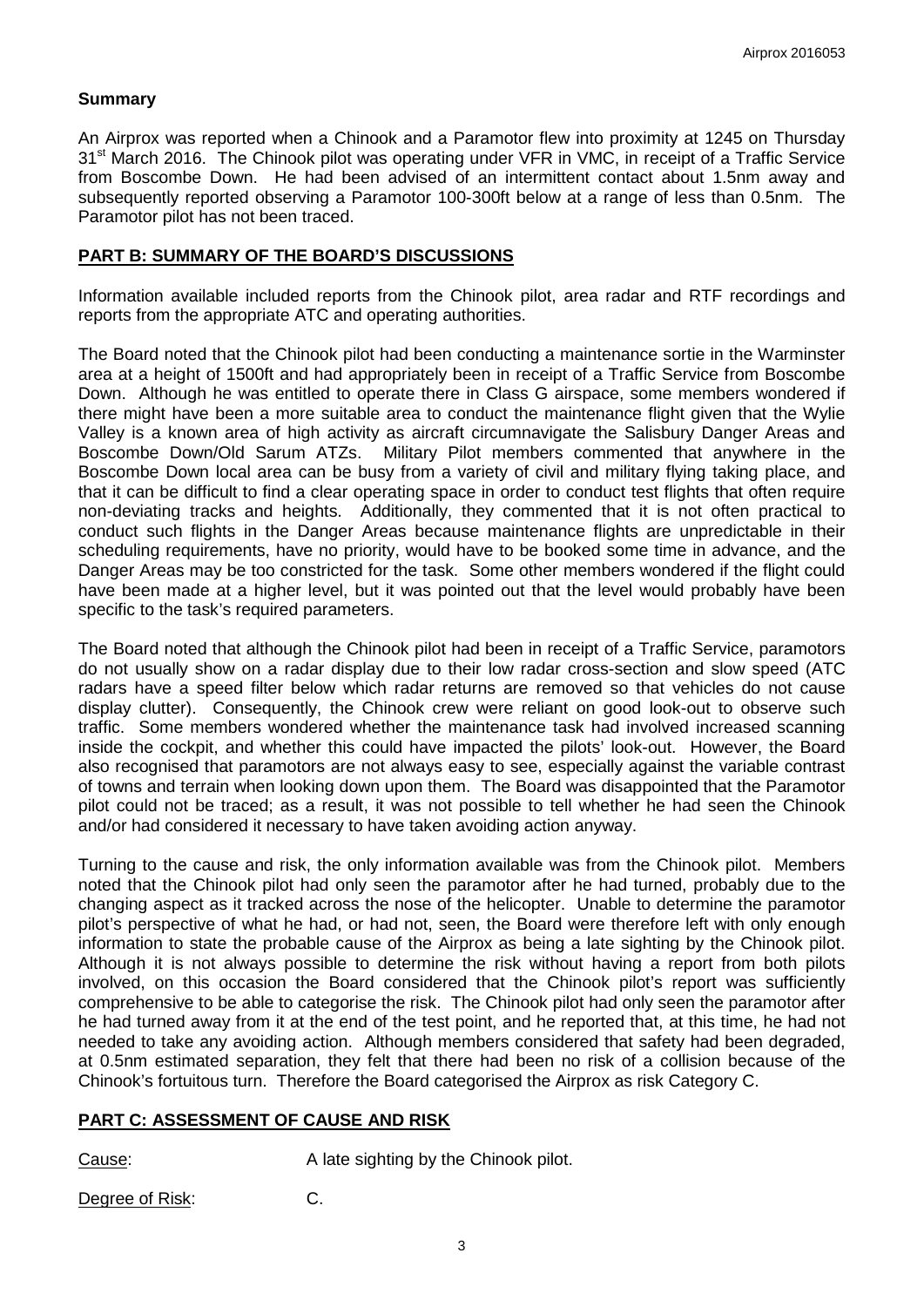## Summary

An Airprox was reported when a Chinook and a Paramotor flew into proximity at 1245 on Thursday 31st March 2016. The Chinook pilot was operating under VFR in VMC, in receipt of a Traffic Service from Boscombe Down. He had been advised of an intermittent contact about 1.5nm away and subsequently reported observing a Paramotor 100-300ft below at a range of less than 0.5nm. The Paramotor pilot has not been traced.

## PART B: SUMMARY OF THE BOARD'S DISCUSSIONS

Information available included reports from the Chinook pilot, area radar and RTF recordings and reports from the appropriate ATC and operating authorities.

The Board noted that the Chinook pilot had been conducting a maintenance sortie in the Warminster area at a height of 1500ft and had appropriately been in receipt of a Traffic Service from Boscombe Down. Although he was entitled to operate there in Class G airspace, some members wondered if there might have been a more suitable area to conduct the maintenance flight given that the Wylie Valley is a known area of high activity as aircraft circumnavigate the Salisbury Danger Areas and Boscombe Down/Old Sarum ATZs. Military Pilot members commented that anywhere in the Boscombe Down local area can be busy from a variety of civil and military flying taking place, and that it can be difficult to find a clear operating space in order to conduct test flights that often require non-deviating tracks and heights. Additionally, they commented that it is not often practical to conduct such flights in the Danger Areas because maintenance flights are unpredictable in their scheduling requirements, have no priority, would have to be booked some time in advance, and the Danger Areas may be too constricted for the task. Some other members wondered if the flight could have been made at a higher level, but it was pointed out that the level would probably have been specific to the task's required parameters.

The Board noted that although the Chinook pilot had been in receipt of a Traffic Service, paramotors do not usually show on a radar display due to their low radar cross-section and slow speed (ATC radars have a speed filter below which radar returns are removed so that vehicles do not cause display clutter). Consequently, the Chinook crew were reliant on good look-out to observe such traffic. Some members wondered whether the maintenance task had involved increased scanning inside the cockpit, and whether this could have impacted the pilots' look-out. However, the Board also recognised that paramotors are not always easy to see, especially against the variable contrast of towns and terrain when looking down upon them. The Board was disappointed that the Paramotor pilot could not be traced; as a result, it was not possible to tell whether he had seen the Chinook and/or had considered it necessary to have taken avoiding action anyway.

Turning to the cause and risk, the only information available was from the Chinook pilot. Members noted that the Chinook pilot had only seen the paramotor after he had turned, probably due to the changing aspect as it tracked across the nose of the helicopter. Unable to determine the paramotor pilot's perspective of what he had, or had not, seen, the Board were therefore left with only enough information to state the probable cause of the Airprox as being a late sighting by the Chinook pilot. Although it is not always possible to determine the risk without having a report from both pilots involved, on this occasion the Board considered that the Chinook pilot's report was sufficiently comprehensive to be able to categorise the risk. The Chinook pilot had only seen the paramotor after he had turned away from it at the end of the test point, and he reported that, at this time, he had not needed to take any avoiding action. Although members considered that safety had been degraded, at 0.5nm estimated separation, they felt that there had been no risk of a collision because of the Chinook's fortuitous turn. Therefore the Board categorised the Airprox as risk Category C.

## PART C: ASSESSMENT OF CAUSE AND RISK

Cause: A late sighting by the Chinook pilot.

Degree of Risk: C.